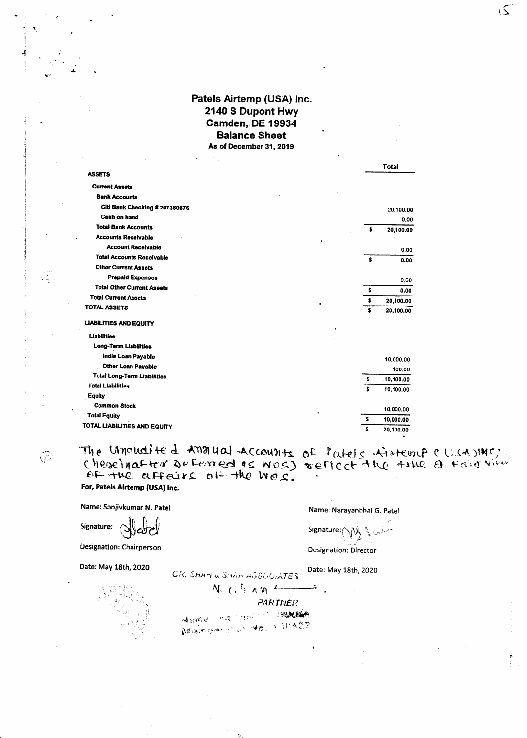# Patels Airtemp (USA) Inc.

## 2140 S Dupont Hwy

## Camden, DE 19934

## Balance Sheet

**As of December 31, 2019**

| | Total |
|---|---|
| **ASSETS** | |
| **Current Assets** | |
| **Bank Accounts** | |
| **Citi Bank Checking # 207380676** | 20,100.00 |
| **Cash on hand** | 0.00 |
| **Total Bank Accounts** | $ 20,100.00 |
| **Accounts Receivable** | |
| **Account Receivable** | 0.00 |
| **Total Accounts Receivable** | $ 0.00 |
| **Other Current Assets** | |
| **Prepaid Expenses** | 0.00 |
| **Total Other Current Assets** | $ 0.00 |
| **Total Current Assets** | $ 20,100.00 |
| **TOTAL ASSETS** | $ 20,100.00 |
| **LIABILITIES AND EQUITY** | |
| **Liabilities** | |
| **Long-Term Liabilities** | |
| **Indie Loan Payable** | 10,000.00 |
| **Other Loan Payable** | 100.00 |
| **Total Long-Term Liabilities** | $ 10,100.00 |
| **Total Liabilities** | $ 10,100.00 |
| **Equity** | |
| **Common Stock** | 10,000.00 |
| **Total Equity** | $ 10,000.00 |
| **TOTAL LIABILITIES AND EQUITY** | $ 20,100.00 |

The Unaudited Annual Accounts of Patels Airtemp (USA) INC; (hereinafter referred as WOS) reflect the true & fair view of the affairs of the WOS.

**For, Patels Airtemp (USA) Inc.**

Name: Sanjivkumar N. Patel

Signature:

Designation: Chairperson

Date: May 18th, 2020

Name: Narayanbhai G. Patel

Signature:

Designation: Director

Date: May 18th, 2020

CA. SHAH & SHAH ASSOCIATES

PARTNER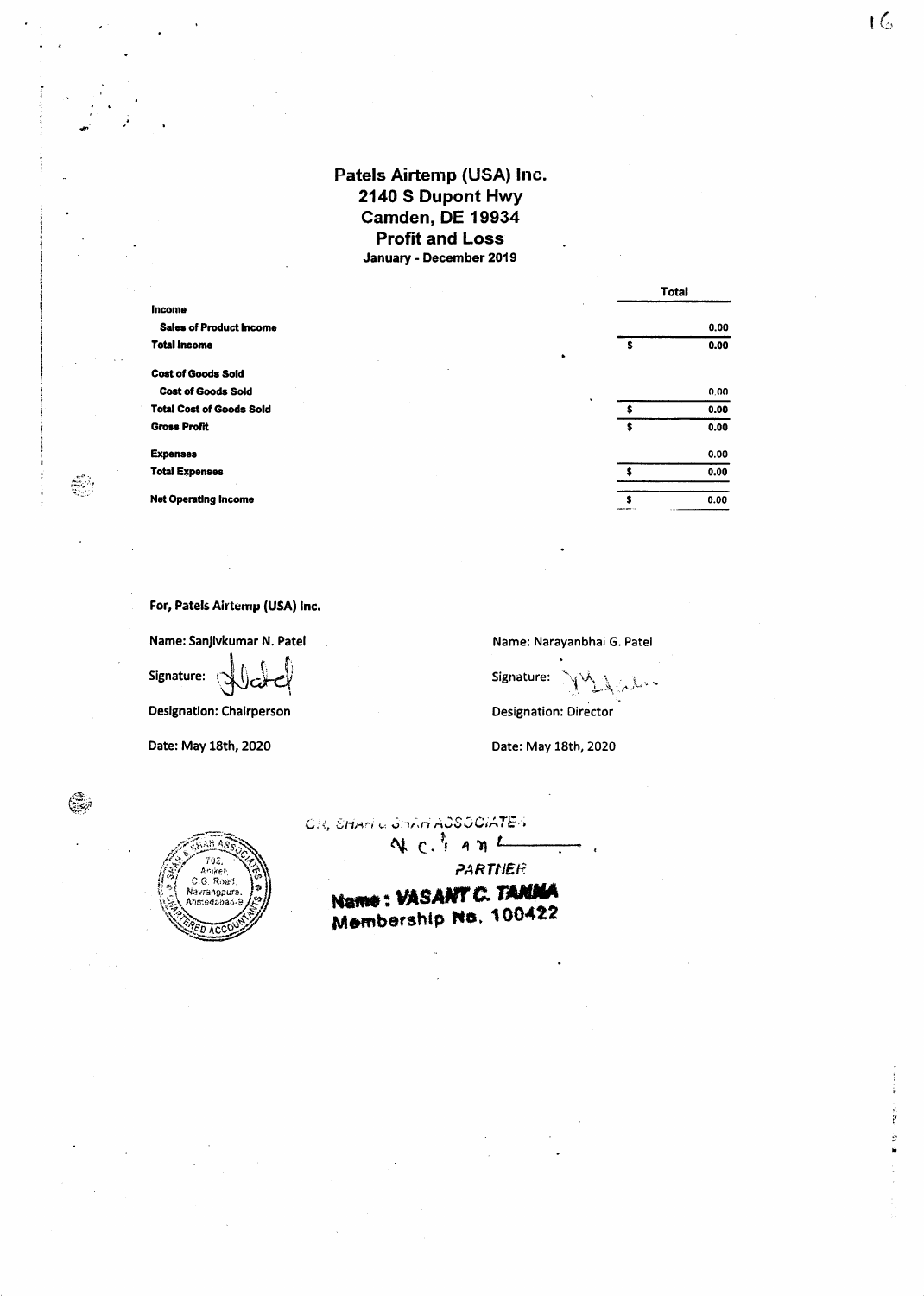# Patels Airtemp (USA) Inc.
## 2140 S Dupont Hwy
## Camden, DE 19934
## Profit and Loss
**January - December 2019**

| | Total |
|---|---|
| **Income** | |
| **Sales of Product Income** | 0.00 |
| **Total Income** | $ 0.00 |
| **Cost of Goods Sold** | |
| **Cost of Goods Sold** | 0.00 |
| **Total Cost of Goods Sold** | $ 0.00 |
| **Gross Profit** | $ 0.00 |
| **Expenses** | 0.00 |
| **Total Expenses** | $ 0.00 |
| **Net Operating Income** | $ 0.00 |

**For, Patels Airtemp (USA) Inc.**

Name: Sanjivkumar N. Patel

Signature:

Designation: Chairperson

Date: May 18th, 2020

Name: Narayanbhai G. Patel

Signature:

Designation: Director

Date: May 18th, 2020

SHAH & SHAH ASSOCIATES, 702, Aniket, C.G. Road, Navrangpura, Ahmedabad-9, CHARTERED ACCOUNTANTS

CA, SHAH & SHAH ASSOCIATES

PARTNER

**Name : VASANT C. TANNA**
**Membership No. 100422**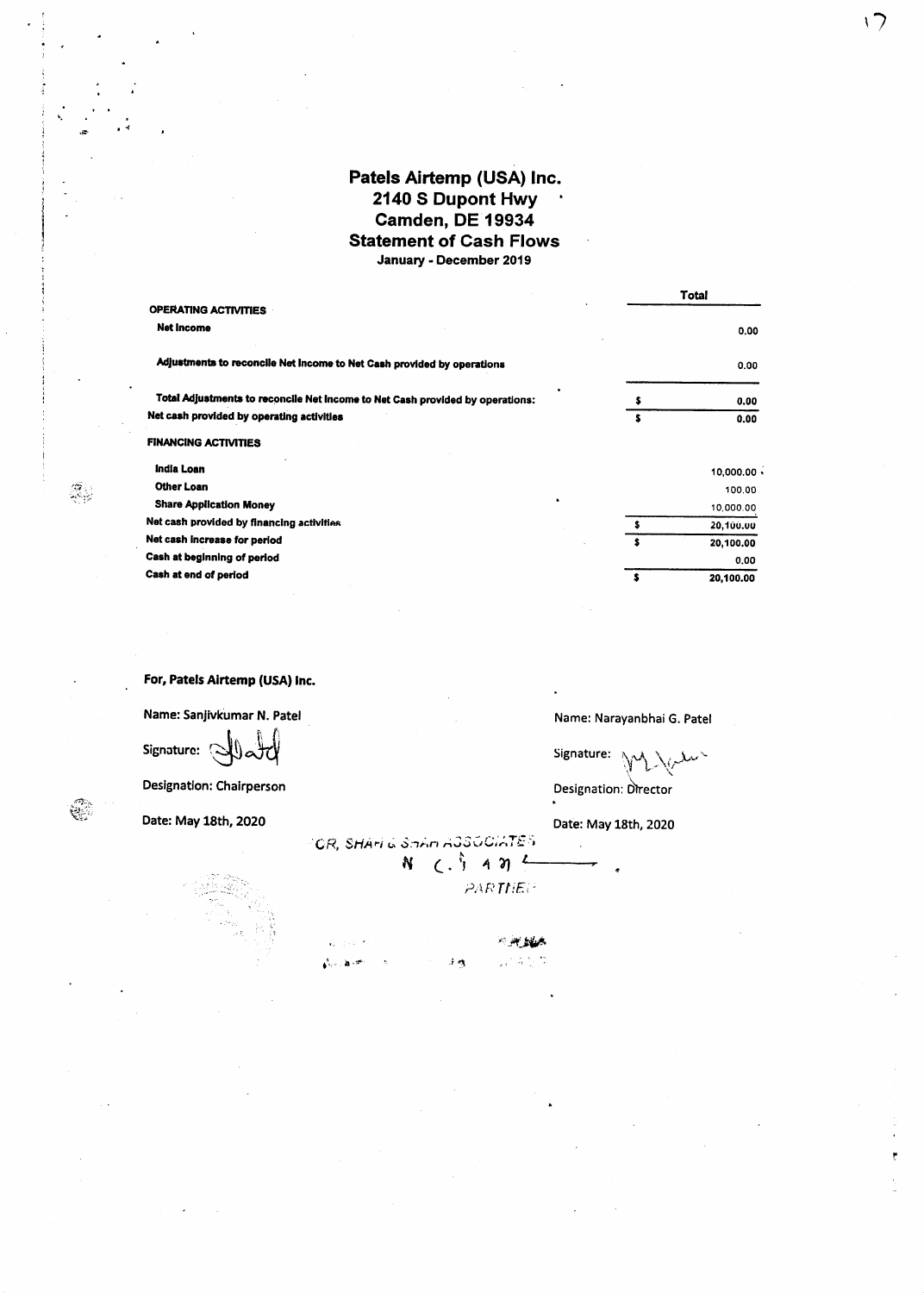# Patels Airtemp (USA) Inc.

## 2140 S Dupont Hwy

## Camden, DE 19934

## Statement of Cash Flows

**January - December 2019**

| | Total |
|---|---|
| **OPERATING ACTIVITIES** | |
| **Net Income** | 0.00 |
| **Adjustments to reconcile Net Income to Net Cash provided by operations** | 0.00 |
| **Total Adjustments to reconcile Net Income to Net Cash provided by operations:** | $ 0.00 |
| **Net cash provided by operating activities** | $ 0.00 |
| **FINANCING ACTIVITIES** | |
| **India Loan** | 10,000.00 |
| **Other Loan** | 100.00 |
| **Share Application Money** | 10,000.00 |
| **Net cash provided by financing activities** | $ 20,100.00 |
| **Net cash increase for period** | $ 20,100.00 |
| **Cash at beginning of period** | 0.00 |
| **Cash at end of period** | $ 20,100.00 |

**For, Patels Airtemp (USA) Inc.**

Name: Sanjivkumar N. Patel

Signature:

Designation: Chairperson

Date: May 18th, 2020

Name: Narayanbhai G. Patel

Signature:

Designation: Director

Date: May 18th, 2020

FOR, SHAH & SHAH ASSOCIATES

PARTNER